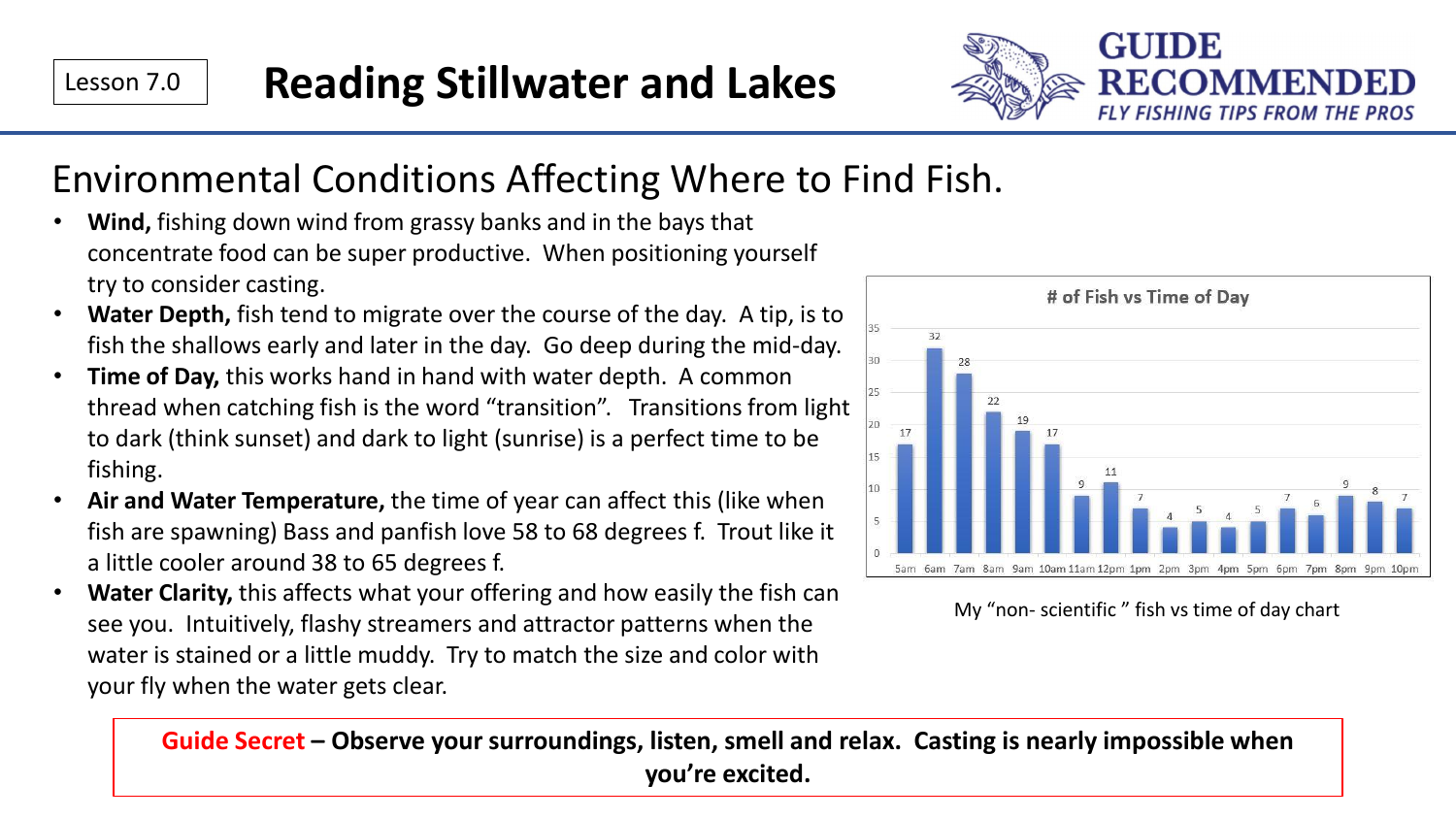Lesson 7.0

# Reading Stillwater and Lakes

## Environmental Conditions Affecting Where to Find Fish.

- **Wind,** fishing down wind from grassy banks and in the bays that concentrate food can be super productive. When positioning yourself try to consider casting.
- **Water Depth,** fish tend to migrate over the course of the day. A tip, is to fish the shallows early and later in the day. Go deep during the mid-day.
- **Time of Day,** this works hand in hand with water depth. A common thread when catching fish is the word "transition". Transitions from light to dark (think sunset) and dark to light (sunrise) is a perfect time to be fishing.
- **Air and Water Temperature,** the time of year can affect this (like when fish are spawning) Bass and panfish love 58 to 68 degrees f. Trout like it a little cooler around 38 to 65 degrees f.
- **Water Clarity,** this affects what your offering and how easily the fish can see you. Intuitively, flashy streamers and attractor patterns when the water is stained or a little muddy. Try to match the size and color with your fly when the water gets clear.

**# of Fish vs Time of Day**

| Time | 5am | 6am | 7am | 8am | 9am | 10am | 11am | 12pm | 1pm | 2pm | 3pm | 4pm | 5pm | 6pm | 7pm | 8pm | 9pm | 10pm |
|---|---|---|---|---|---|---|---|---|---|---|---|---|---|---|---|---|---|---|
| # of Fish | 17 | 32 | 28 | 22 | 19 | 17 | 9 | 11 | 7 | 4 | 5 | 4 | 5 | 7 | 6 | 9 | 8 | 7 |

My "non- scientific " fish vs time of day chart

**Guide Secret – Observe your surroundings, listen, smell and relax. Casting is nearly impossible when you're excited.**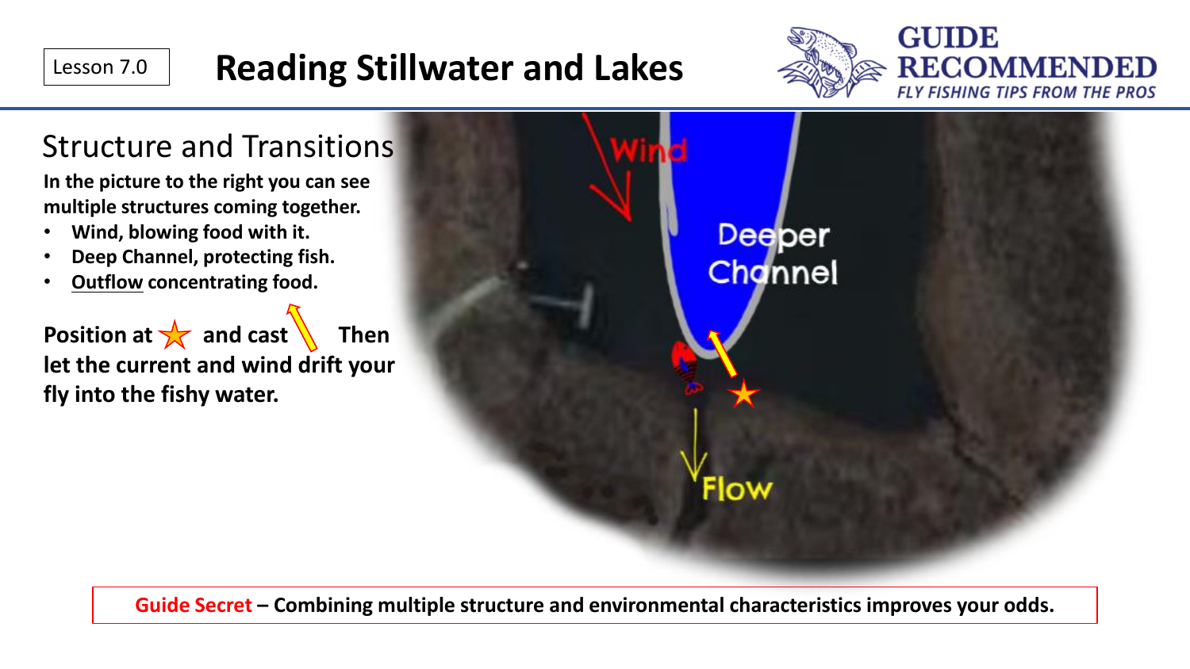Lesson 7.0

# Reading Stillwater and Lakes

## Structure and Transitions

**In the picture to the right you can see multiple structures coming together.**

- **Wind, blowing food with it.**
- **Deep Channel, protecting fish.**
- **<u>Outflow</u> concentrating food.**

**Position at ★ and cast ↖ Then let the current and wind drift your fly into the fishy water.**

Wind

Deeper Channel

Flow

**Guide Secret – Combining multiple structure and environmental characteristics improves your odds.**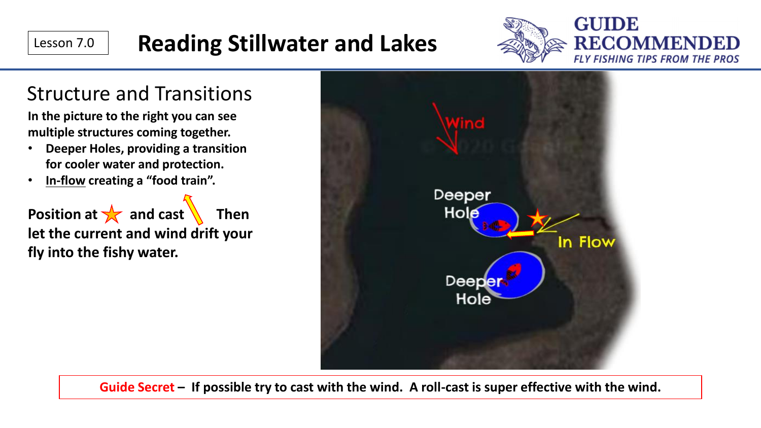Lesson 7.0

# Reading Stillwater and Lakes

GUIDE RECOMMENDED
FLY FISHING TIPS FROM THE PROS

## Structure and Transitions

**In the picture to the right you can see multiple structures coming together.**

- **Deeper Holes, providing a transition for cooler water and protection.**
- **In-flow creating a "food train".**

**Position at ★ and cast ↗ Then let the current and wind drift your fly into the fishy water.**

Wind

Deeper Hole

In Flow

Deeper Hole

**Guide Secret – If possible try to cast with the wind. A roll-cast is super effective with the wind.**